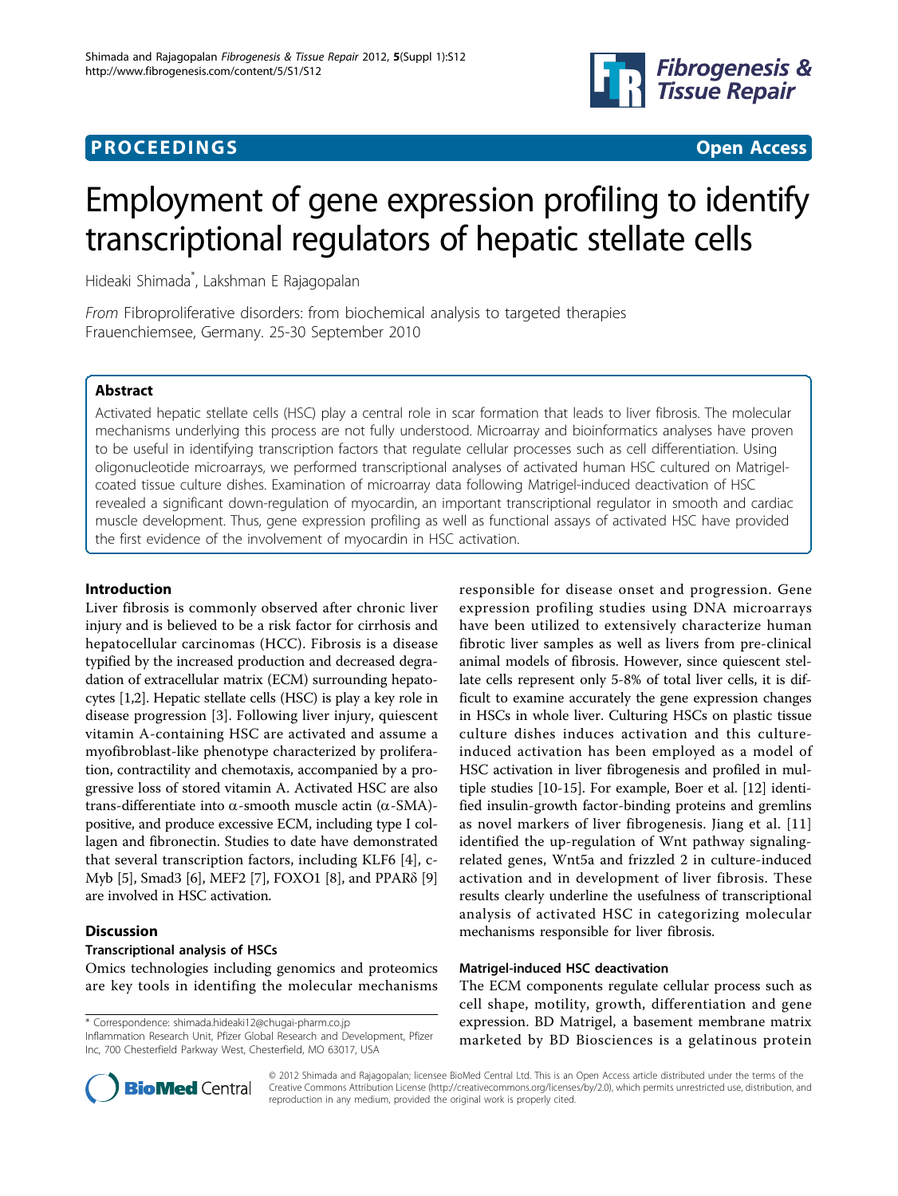# PROCEEDINGS

**Open Access**

# Employment of gene expression profiling to identify transcriptional regulators of hepatic stellate cells

Hideaki Shimada[*], Lakshman E Rajagopalan

*From* Fibroproliferative disorders: from biochemical analysis to targeted therapies
Frauenchiemsee, Germany. 25-30 September 2010

## Abstract

Activated hepatic stellate cells (HSC) play a central role in scar formation that leads to liver fibrosis. The molecular mechanisms underlying this process are not fully understood. Microarray and bioinformatics analyses have proven to be useful in identifying transcription factors that regulate cellular processes such as cell differentiation. Using oligonucleotide microarrays, we performed transcriptional analyses of activated human HSC cultured on Matrigel-coated tissue culture dishes. Examination of microarray data following Matrigel-induced deactivation of HSC revealed a significant down-regulation of myocardin, an important transcriptional regulator in smooth and cardiac muscle development. Thus, gene expression profiling as well as functional assays of activated HSC have provided the first evidence of the involvement of myocardin in HSC activation.

## Introduction

Liver fibrosis is commonly observed after chronic liver injury and is believed to be a risk factor for cirrhosis and hepatocellular carcinomas (HCC). Fibrosis is a disease typified by the increased production and decreased degradation of extracellular matrix (ECM) surrounding hepatocytes [1,2]. Hepatic stellate cells (HSC) is play a key role in disease progression [3]. Following liver injury, quiescent vitamin A-containing HSC are activated and assume a myofibroblast-like phenotype characterized by proliferation, contractility and chemotaxis, accompanied by a progressive loss of stored vitamin A. Activated HSC are also trans-differentiate into $\alpha$-smooth muscle actin ($\alpha$-SMA)-positive, and produce excessive ECM, including type I collagen and fibronectin. Studies to date have demonstrated that several transcription factors, including KLF6 [4], c-Myb [5], Smad3 [6], MEF2 [7], FOXO1 [8], and PPAR$\delta$ [9] are involved in HSC activation.

## Discussion

### Transcriptional analysis of HSCs

Omics technologies including genomics and proteomics are key tools in identifing the molecular mechanisms responsible for disease onset and progression. Gene expression profiling studies using DNA microarrays have been utilized to extensively characterize human fibrotic liver samples as well as livers from pre-clinical animal models of fibrosis. However, since quiescent stellate cells represent only 5-8% of total liver cells, it is difficult to examine accurately the gene expression changes in HSCs in whole liver. Culturing HSCs on plastic tissue culture dishes induces activation and this culture-induced activation has been employed as a model of HSC activation in liver fibrogenesis and profiled in multiple studies [10-15]. For example, Boer et al. [12] identified insulin-growth factor-binding proteins and gremlins as novel markers of liver fibrogenesis. Jiang et al. [11] identified the up-regulation of Wnt pathway signaling-related genes, Wnt5a and frizzled 2 in culture-induced activation and in development of liver fibrosis. These results clearly underline the usefulness of transcriptional analysis of activated HSC in categorizing molecular mechanisms responsible for liver fibrosis.

### Matrigel-induced HSC deactivation

The ECM components regulate cellular process such as cell shape, motility, growth, differentiation and gene expression. BD Matrigel, a basement membrane matrix marketed by BD Biosciences is a gelatinous protein

\* Correspondence: shimada.hideaki12@chugai-pharm.co.jp
Inflammation Research Unit, Pfizer Global Research and Development, Pfizer Inc, 700 Chesterfield Parkway West, Chesterfield, MO 63017, USA

© 2012 Shimada and Rajagopalan; licensee BioMed Central Ltd. This is an Open Access article distributed under the terms of the Creative Commons Attribution License (http://creativecommons.org/licenses/by/2.0), which permits unrestricted use, distribution, and reproduction in any medium, provided the original work is properly cited.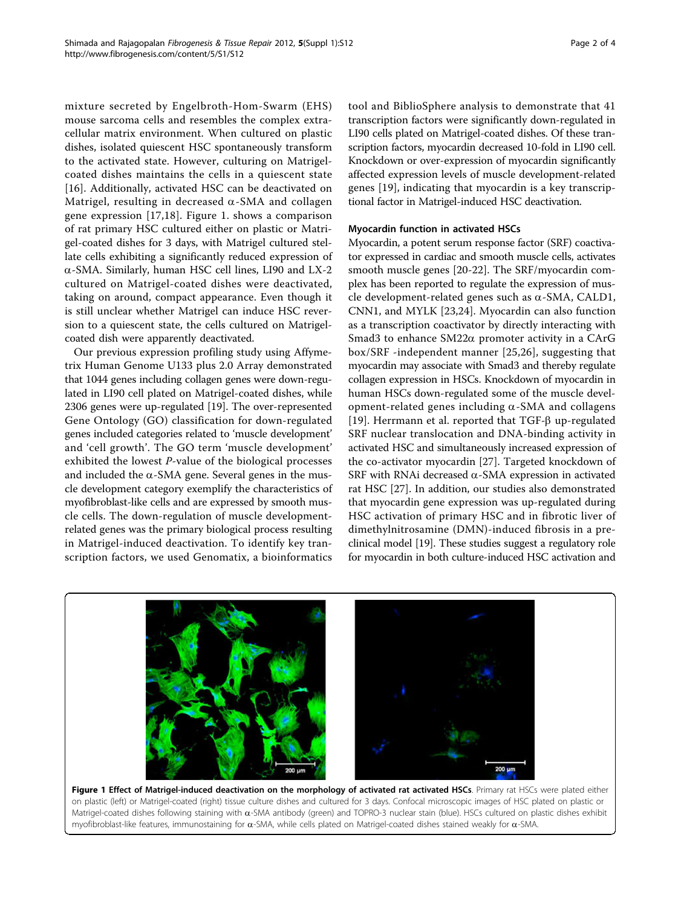mixture secreted by Engelbroth-Hom-Swarm (EHS) mouse sarcoma cells and resembles the complex extracellular matrix environment. When cultured on plastic dishes, isolated quiescent HSC spontaneously transform to the activated state. However, culturing on Matrigel-coated dishes maintains the cells in a quiescent state [16]. Additionally, activated HSC can be deactivated on Matrigel, resulting in decreased α-SMA and collagen gene expression [17,18]. Figure 1. shows a comparison of rat primary HSC cultured either on plastic or Matrigel-coated dishes for 3 days, with Matrigel cultured stellate cells exhibiting a significantly reduced expression of α-SMA. Similarly, human HSC cell lines, LI90 and LX-2 cultured on Matrigel-coated dishes were deactivated, taking on around, compact appearance. Even though it is still unclear whether Matrigel can induce HSC reversion to a quiescent state, the cells cultured on Matrigel-coated dish were apparently deactivated.

Our previous expression profiling study using Affymetrix Human Genome U133 plus 2.0 Array demonstrated that 1044 genes including collagen genes were down-regulated in LI90 cell plated on Matrigel-coated dishes, while 2306 genes were up-regulated [19]. The over-represented Gene Ontology (GO) classification for down-regulated genes included categories related to 'muscle development' and 'cell growth'. The GO term 'muscle development' exhibited the lowest *P*-value of the biological processes and included the α-SMA gene. Several genes in the muscle development category exemplify the characteristics of myofibroblast-like cells and are expressed by smooth muscle cells. The down-regulation of muscle development-related genes was the primary biological process resulting in Matrigel-induced deactivation. To identify key transcription factors, we used Genomatix, a bioinformatics tool and BiblioSphere analysis to demonstrate that 41 transcription factors were significantly down-regulated in LI90 cells plated on Matrigel-coated dishes. Of these transcription factors, myocardin decreased 10-fold in LI90 cell. Knockdown or over-expression of myocardin significantly affected expression levels of muscle development-related genes [19], indicating that myocardin is a key transcriptional factor in Matrigel-induced HSC deactivation.

### Myocardin function in activated HSCs

Myocardin, a potent serum response factor (SRF) coactivator expressed in cardiac and smooth muscle cells, activates smooth muscle genes [20-22]. The SRF/myocardin complex has been reported to regulate the expression of muscle development-related genes such as α-SMA, CALD1, CNN1, and MYLK [23,24]. Myocardin can also function as a transcription coactivator by directly interacting with Smad3 to enhance SM22α promoter activity in a CArG box/SRF -independent manner [25,26], suggesting that myocardin may associate with Smad3 and thereby regulate collagen expression in HSCs. Knockdown of myocardin in human HSCs down-regulated some of the muscle development-related genes including α-SMA and collagens [19]. Herrmann et al. reported that TGF-β up-regulated SRF nuclear translocation and DNA-binding activity in activated HSC and simultaneously increased expression of the co-activator myocardin [27]. Targeted knockdown of SRF with RNAi decreased α-SMA expression in activated rat HSC [27]. In addition, our studies also demonstrated that myocardin gene expression was up-regulated during HSC activation of primary HSC and in fibrotic liver of dimethylnitrosamine (DMN)-induced fibrosis in a preclinical model [19]. These studies suggest a regulatory role for myocardin in both culture-induced HSC activation and

**Figure 1 Effect of Matrigel-induced deactivation on the morphology of activated rat activated HSCs**. Primary rat HSCs were plated either on plastic (left) or Matrigel-coated (right) tissue culture dishes and cultured for 3 days. Confocal microscopic images of HSC plated on plastic or Matrigel-coated dishes following staining with α-SMA antibody (green) and TOPRO-3 nuclear stain (blue). HSCs cultured on plastic dishes exhibit myofibroblast-like features, immunostaining for α-SMA, while cells plated on Matrigel-coated dishes stained weakly for α-SMA.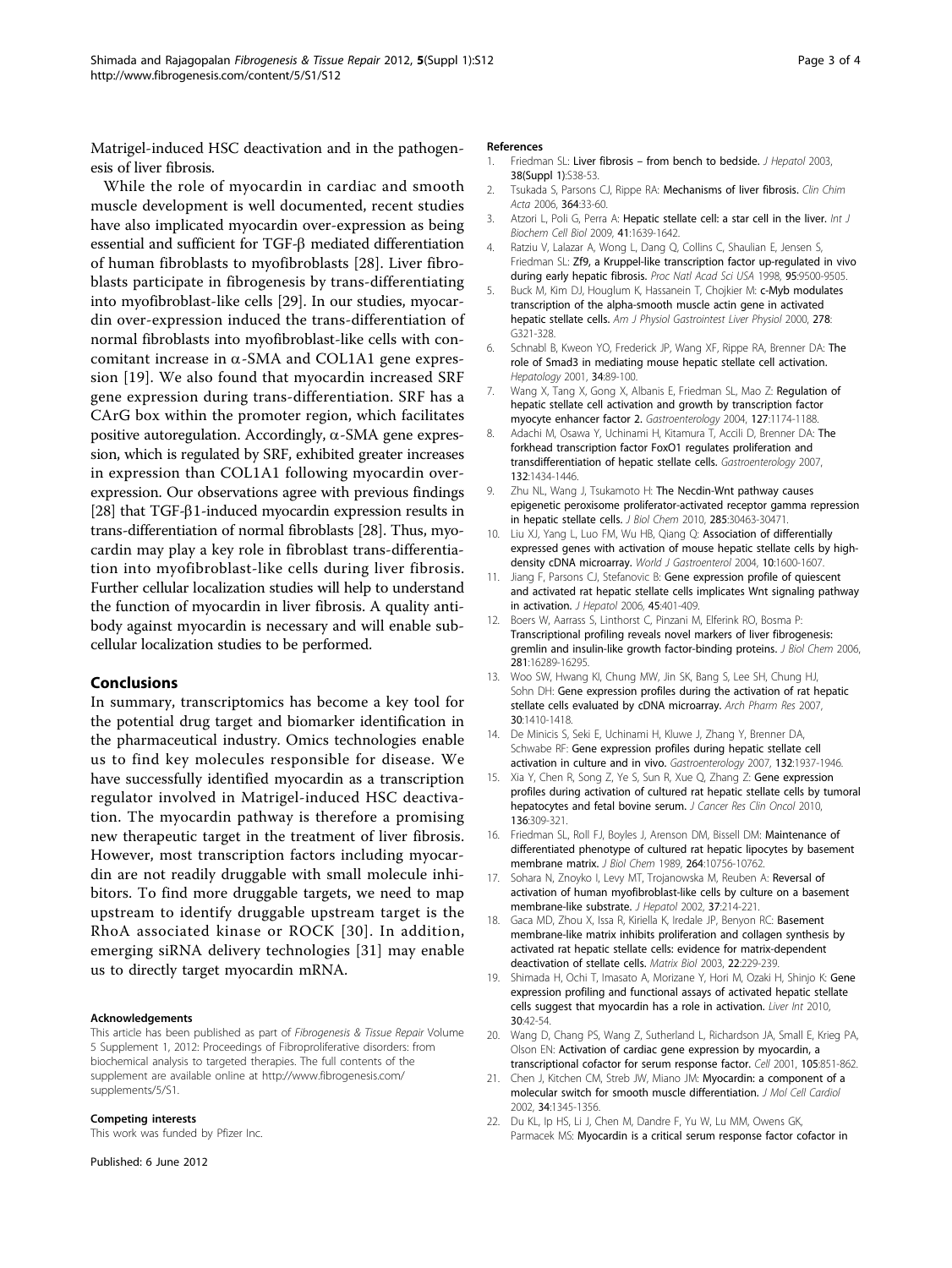Matrigel-induced HSC deactivation and in the pathogenesis of liver fibrosis.

While the role of myocardin in cardiac and smooth muscle development is well documented, recent studies have also implicated myocardin over-expression as being essential and sufficient for TGF-β mediated differentiation of human fibroblasts to myofibroblasts [28]. Liver fibroblasts participate in fibrogenesis by trans-differentiating into myofibroblast-like cells [29]. In our studies, myocardin over-expression induced the trans-differentiation of normal fibroblasts into myofibroblast-like cells with concomitant increase in α-SMA and COL1A1 gene expression [19]. We also found that myocardin increased SRF gene expression during trans-differentiation. SRF has a CArG box within the promoter region, which facilitates positive autoregulation. Accordingly, α-SMA gene expression, which is regulated by SRF, exhibited greater increases in expression than COL1A1 following myocardin over-expression. Our observations agree with previous findings [28] that TGF-β1-induced myocardin expression results in trans-differentiation of normal fibroblasts [28]. Thus, myocardin may play a key role in fibroblast trans-differentiation into myofibroblast-like cells during liver fibrosis. Further cellular localization studies will help to understand the function of myocardin in liver fibrosis. A quality antibody against myocardin is necessary and will enable subcellular localization studies to be performed.

## Conclusions

In summary, transcriptomics has become a key tool for the potential drug target and biomarker identification in the pharmaceutical industry. Omics technologies enable us to find key molecules responsible for disease. We have successfully identified myocardin as a transcription regulator involved in Matrigel-induced HSC deactivation. The myocardin pathway is therefore a promising new therapeutic target in the treatment of liver fibrosis. However, most transcription factors including myocardin are not readily druggable with small molecule inhibitors. To find more druggable targets, we need to map upstream to identify druggable upstream target is the RhoA associated kinase or ROCK [30]. In addition, emerging siRNA delivery technologies [31] may enable us to directly target myocardin mRNA.

#### Acknowledgements

This article has been published as part of *Fibrogenesis & Tissue Repair* Volume 5 Supplement 1, 2012: Proceedings of Fibroproliferative disorders: from biochemical analysis to targeted therapies. The full contents of the supplement are available online at http://www.fibrogenesis.com/supplements/5/S1.

#### Competing interests

This work was funded by Pfizer Inc.

Published: 6 June 2012

#### References

1. Friedman SL: **Liver fibrosis – from bench to bedside.** *J Hepatol* 2003, **38(Suppl 1)**:S38-53.
2. Tsukada S, Parsons CJ, Rippe RA: **Mechanisms of liver fibrosis.** *Clin Chim Acta* 2006, **364**:33-60.
3. Atzori L, Poli G, Perra A: **Hepatic stellate cell: a star cell in the liver.** *Int J Biochem Cell Biol* 2009, **41**:1639-1642.
4. Ratziu V, Lalazar A, Wong L, Dang Q, Collins C, Shaulian E, Jensen S, Friedman SL: **Zf9, a Kruppel-like transcription factor up-regulated in vivo during early hepatic fibrosis.** *Proc Natl Acad Sci USA* 1998, **95**:9500-9505.
5. Buck M, Kim DJ, Houglum K, Hassanein T, Chojkier M: **c-Myb modulates transcription of the alpha-smooth muscle actin gene in activated hepatic stellate cells.** *Am J Physiol Gastrointest Liver Physiol* 2000, **278**:G321-328.
6. Schnabl B, Kweon YO, Frederick JP, Wang XF, Rippe RA, Brenner DA: **The role of Smad3 in mediating mouse hepatic stellate cell activation.** *Hepatology* 2001, **34**:89-100.
7. Wang X, Tang X, Gong X, Albanis E, Friedman SL, Mao Z: **Regulation of hepatic stellate cell activation and growth by transcription factor myocyte enhancer factor 2.** *Gastroenterology* 2004, **127**:1174-1188.
8. Adachi M, Osawa Y, Uchinami H, Kitamura T, Accili D, Brenner DA: **The forkhead transcription factor FoxO1 regulates proliferation and transdifferentiation of hepatic stellate cells.** *Gastroenterology* 2007, **132**:1434-1446.
9. Zhu NL, Wang J, Tsukamoto H: **The Necdin-Wnt pathway causes epigenetic peroxisome proliferator-activated receptor gamma repression in hepatic stellate cells.** *J Biol Chem* 2010, **285**:30463-30471.
10. Liu XJ, Yang L, Luo FM, Wu HB, Qiang Q: **Association of differentially expressed genes with activation of mouse hepatic stellate cells by high-density cDNA microarray.** *World J Gastroenterol* 2004, **10**:1600-1607.
11. Jiang F, Parsons CJ, Stefanovic B: **Gene expression profile of quiescent and activated rat hepatic stellate cells implicates Wnt signaling pathway in activation.** *J Hepatol* 2006, **45**:401-409.
12. Boers W, Aarrass S, Linthorst C, Pinzani M, Elferink RO, Bosma P: **Transcriptional profiling reveals novel markers of liver fibrogenesis: gremlin and insulin-like growth factor-binding proteins.** *J Biol Chem* 2006, **281**:16289-16295.
13. Woo SW, Hwang KI, Chung MW, Jin SK, Bang S, Lee SH, Chung HJ, Sohn DH: **Gene expression profiles during the activation of rat hepatic stellate cells evaluated by cDNA microarray.** *Arch Pharm Res* 2007, **30**:1410-1418.
14. De Minicis S, Seki E, Uchinami H, Kluwe J, Zhang Y, Brenner DA, Schwabe RF: **Gene expression profiles during hepatic stellate cell activation in culture and in vivo.** *Gastroenterology* 2007, **132**:1937-1946.
15. Xia Y, Chen R, Song Z, Ye S, Sun R, Xue Q, Zhang Z: **Gene expression profiles during activation of cultured rat hepatic stellate cells by tumoral hepatocytes and fetal bovine serum.** *J Cancer Res Clin Oncol* 2010, **136**:309-321.
16. Friedman SL, Roll FJ, Boyles J, Arenson DM, Bissell DM: **Maintenance of differentiated phenotype of cultured rat hepatic lipocytes by basement membrane matrix.** *J Biol Chem* 1989, **264**:10756-10762.
17. Sohara N, Znoyko I, Levy MT, Trojanowska M, Reuben A: **Reversal of activation of human myofibroblast-like cells by culture on a basement membrane-like substrate.** *J Hepatol* 2002, **37**:214-221.
18. Gaca MD, Zhou X, Issa R, Kiriella K, Iredale JP, Benyon RC: **Basement membrane-like matrix inhibits proliferation and collagen synthesis by activated rat hepatic stellate cells: evidence for matrix-dependent deactivation of stellate cells.** *Matrix Biol* 2003, **22**:229-239.
19. Shimada H, Ochi T, Imasato A, Morizane Y, Hori M, Ozaki H, Shinjo K: **Gene expression profiling and functional assays of activated hepatic stellate cells suggest that myocardin has a role in activation.** *Liver Int* 2010, **30**:42-54.
20. Wang D, Chang PS, Wang Z, Sutherland L, Richardson JA, Small E, Krieg PA, Olson EN: **Activation of cardiac gene expression by myocardin, a transcriptional cofactor for serum response factor.** *Cell* 2001, **105**:851-862.
21. Chen J, Kitchen CM, Streb JW, Miano JM: **Myocardin: a component of a molecular switch for smooth muscle differentiation.** *J Mol Cell Cardiol* 2002, **34**:1345-1356.
22. Du KL, Ip HS, Li J, Chen M, Dandre F, Yu W, Lu MM, Owens GK, Parmacek MS: **Myocardin is a critical serum response factor cofactor in**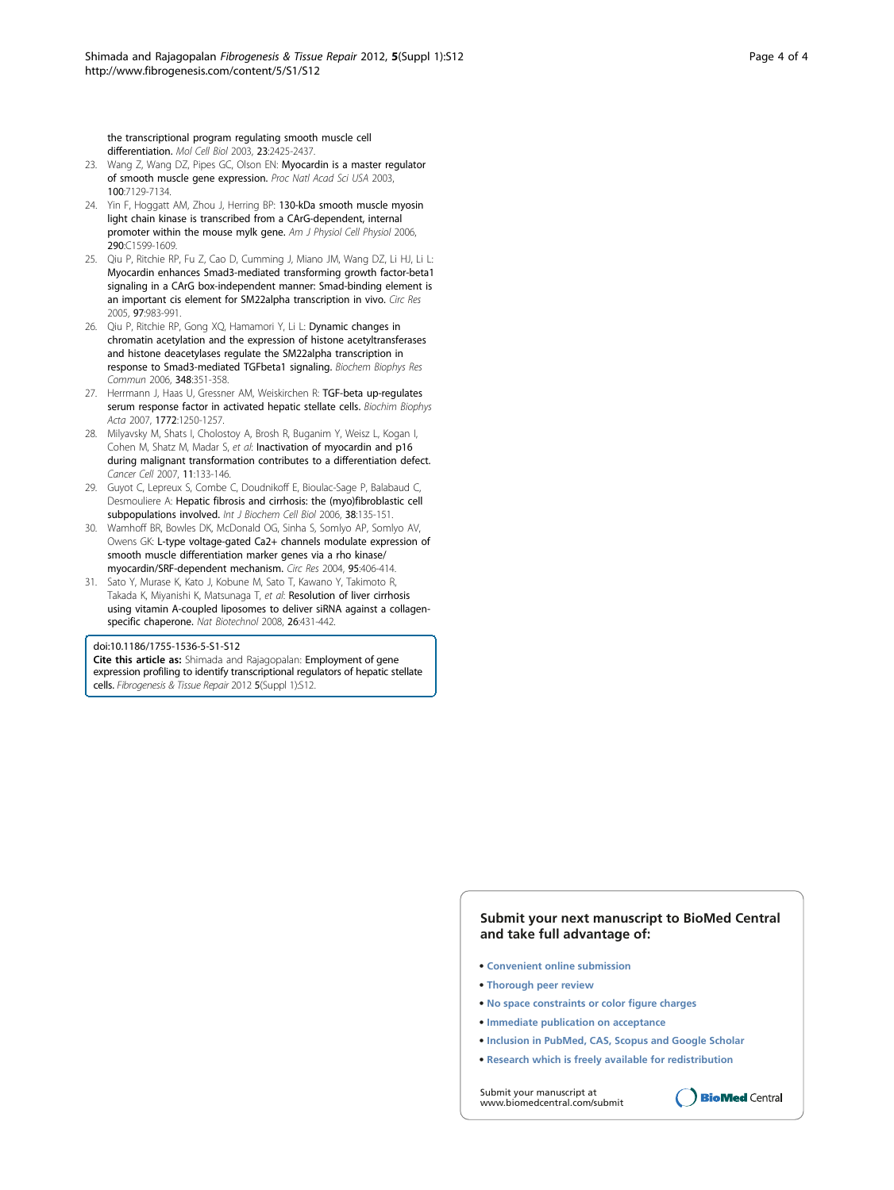the transcriptional program regulating smooth muscle cell differentiation. *Mol Cell Biol* 2003, **23**:2425-2437.

23. Wang Z, Wang DZ, Pipes GC, Olson EN: **Myocardin is a master regulator of smooth muscle gene expression.** *Proc Natl Acad Sci USA* 2003, **100**:7129-7134.
24. Yin F, Hoggatt AM, Zhou J, Herring BP: **130-kDa smooth muscle myosin light chain kinase is transcribed from a CArG-dependent, internal promoter within the mouse mylk gene.** *Am J Physiol Cell Physiol* 2006, **290**:C1599-1609.
25. Qiu P, Ritchie RP, Fu Z, Cao D, Cumming J, Miano JM, Wang DZ, Li HJ, Li L: **Myocardin enhances Smad3-mediated transforming growth factor-beta1 signaling in a CArG box-independent manner: Smad-binding element is an important cis element for SM22alpha transcription in vivo.** *Circ Res* 2005, **97**:983-991.
26. Qiu P, Ritchie RP, Gong XQ, Hamamori Y, Li L: **Dynamic changes in chromatin acetylation and the expression of histone acetyltransferases and histone deacetylases regulate the SM22alpha transcription in response to Smad3-mediated TGFbeta1 signaling.** *Biochem Biophys Res Commun* 2006, **348**:351-358.
27. Herrmann J, Haas U, Gressner AM, Weiskirchen R: **TGF-beta up-regulates serum response factor in activated hepatic stellate cells.** *Biochim Biophys Acta* 2007, **1772**:1250-1257.
28. Milyavsky M, Shats I, Cholostoy A, Brosh R, Buganim Y, Weisz L, Kogan I, Cohen M, Shatz M, Madar S, *et al*: **Inactivation of myocardin and p16 during malignant transformation contributes to a differentiation defect.** *Cancer Cell* 2007, **11**:133-146.
29. Guyot C, Lepreux S, Combe C, Doudnikoff E, Bioulac-Sage P, Balabaud C, Desmouliere A: **Hepatic fibrosis and cirrhosis: the (myo)fibroblastic cell subpopulations involved.** *Int J Biochem Cell Biol* 2006, **38**:135-151.
30. Wamhoff BR, Bowles DK, McDonald OG, Sinha S, Somlyo AP, Somlyo AV, Owens GK: **L-type voltage-gated Ca2+ channels modulate expression of smooth muscle differentiation marker genes via a rho kinase/myocardin/SRF-dependent mechanism.** *Circ Res* 2004, **95**:406-414.
31. Sato Y, Murase K, Kato J, Kobune M, Sato T, Kawano Y, Takimoto R, Takada K, Miyanishi K, Matsunaga T, *et al*: **Resolution of liver cirrhosis using vitamin A-coupled liposomes to deliver siRNA against a collagen-specific chaperone.** *Nat Biotechnol* 2008, **26**:431-442.

doi:10.1186/1755-1536-5-S1-S12

**Cite this article as:** Shimada and Rajagopalan: **Employment of gene expression profiling to identify transcriptional regulators of hepatic stellate cells.** *Fibrogenesis & Tissue Repair* 2012 **5**(Suppl 1):S12.

**Submit your next manuscript to BioMed Central and take full advantage of:**

- **Convenient online submission**
- **Thorough peer review**
- **No space constraints or color figure charges**
- **Immediate publication on acceptance**
- **Inclusion in PubMed, CAS, Scopus and Google Scholar**
- **Research which is freely available for redistribution**

Submit your manuscript at
www.biomedcentral.com/submit

BioMed Central